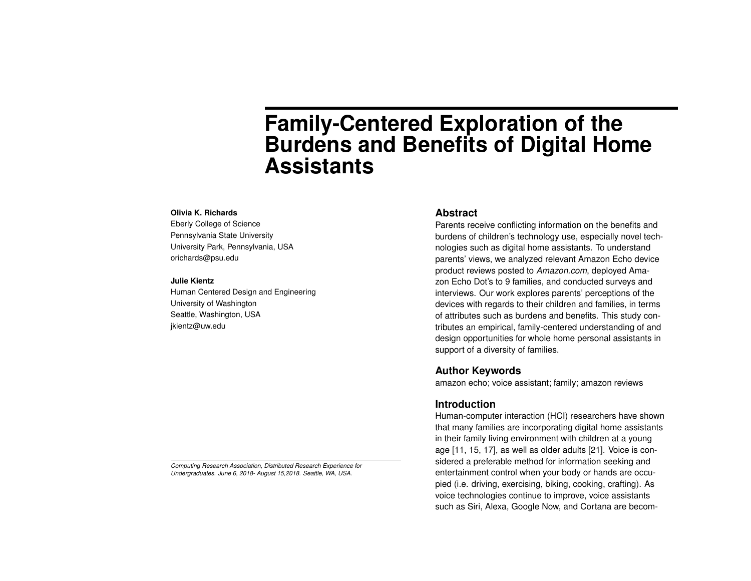# Family-Centered Exploration of the Burdens and Benefits of Digital Home Assistants

**Olivia K. Richards**
Eberly College of Science
Pennsylvania State University
University Park, Pennsylvania, USA
orichards@psu.edu

**Julie Kientz**
Human Centered Design and Engineering
University of Washington
Seattle, Washington, USA
jkientz@uw.edu

*Computing Research Association, Distributed Research Experience for Undergraduates. June 6, 2018- August 15,2018. Seattle, WA, USA.*

## Abstract

Parents receive conflicting information on the benefits and burdens of children's technology use, especially novel technologies such as digital home assistants. To understand parents' views, we analyzed relevant Amazon Echo device product reviews posted to *Amazon.com*, deployed Amazon Echo Dot's to 9 families, and conducted surveys and interviews. Our work explores parents' perceptions of the devices with regards to their children and families, in terms of attributes such as burdens and benefits. This study contributes an empirical, family-centered understanding of and design opportunities for whole home personal assistants in support of a diversity of families.

## Author Keywords

amazon echo; voice assistant; family; amazon reviews

## Introduction

Human-computer interaction (HCI) researchers have shown that many families are incorporating digital home assistants in their family living environment with children at a young age [11, 15, 17], as well as older adults [21]. Voice is considered a preferable method for information seeking and entertainment control when your body or hands are occupied (i.e. driving, exercising, biking, cooking, crafting). As voice technologies continue to improve, voice assistants such as Siri, Alexa, Google Now, and Cortana are becom-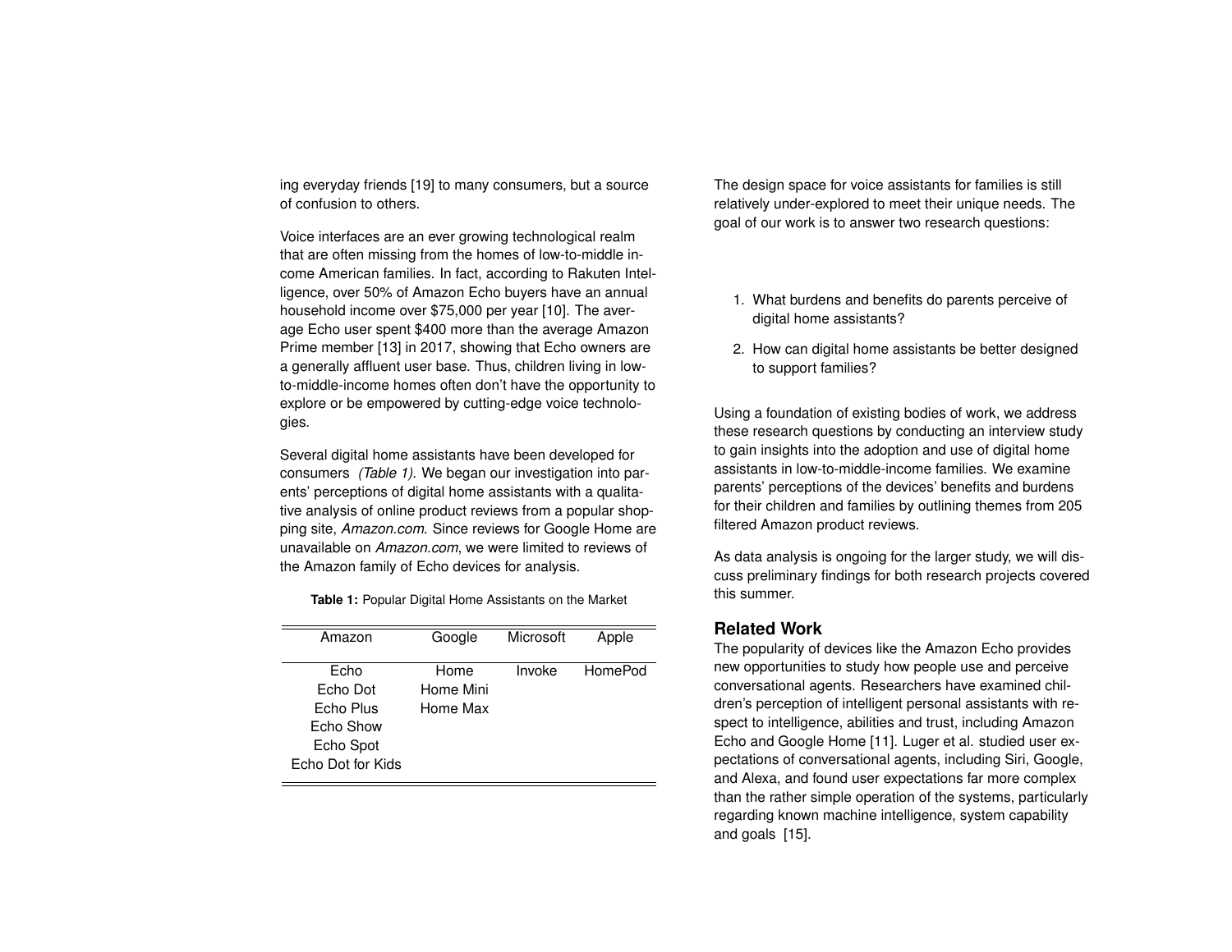ing everyday friends [19] to many consumers, but a source of confusion to others.

Voice interfaces are an ever growing technological realm that are often missing from the homes of low-to-middle income American families. In fact, according to Rakuten Intelligence, over 50% of Amazon Echo buyers have an annual household income over $75,000 per year [10]. The average Echo user spent $400 more than the average Amazon Prime member [13] in 2017, showing that Echo owners are a generally affluent user base. Thus, children living in low-to-middle-income homes often don't have the opportunity to explore or be empowered by cutting-edge voice technologies.

Several digital home assistants have been developed for consumers *(Table 1)*. We began our investigation into parents' perceptions of digital home assistants with a qualitative analysis of online product reviews from a popular shopping site, *Amazon.com*. Since reviews for Google Home are unavailable on *Amazon.com*, we were limited to reviews of the Amazon family of Echo devices for analysis.

**Table 1:** Popular Digital Home Assistants on the Market

| Amazon | Google | Microsoft | Apple |
|---|---|---|---|
| Echo | Home | Invoke | HomePod |
| Echo Dot | Home Mini | | |
| Echo Plus | Home Max | | |
| Echo Show | | | |
| Echo Spot | | | |
| Echo Dot for Kids | | | |

The design space for voice assistants for families is still relatively under-explored to meet their unique needs. The goal of our work is to answer two research questions:

1. What burdens and benefits do parents perceive of digital home assistants?
2. How can digital home assistants be better designed to support families?

Using a foundation of existing bodies of work, we address these research questions by conducting an interview study to gain insights into the adoption and use of digital home assistants in low-to-middle-income families. We examine parents' perceptions of the devices' benefits and burdens for their children and families by outlining themes from 205 filtered Amazon product reviews.

As data analysis is ongoing for the larger study, we will discuss preliminary findings for both research projects covered this summer.

## Related Work

The popularity of devices like the Amazon Echo provides new opportunities to study how people use and perceive conversational agents. Researchers have examined children's perception of intelligent personal assistants with respect to intelligence, abilities and trust, including Amazon Echo and Google Home [11]. Luger et al. studied user expectations of conversational agents, including Siri, Google, and Alexa, and found user expectations far more complex than the rather simple operation of the systems, particularly regarding known machine intelligence, system capability and goals [15].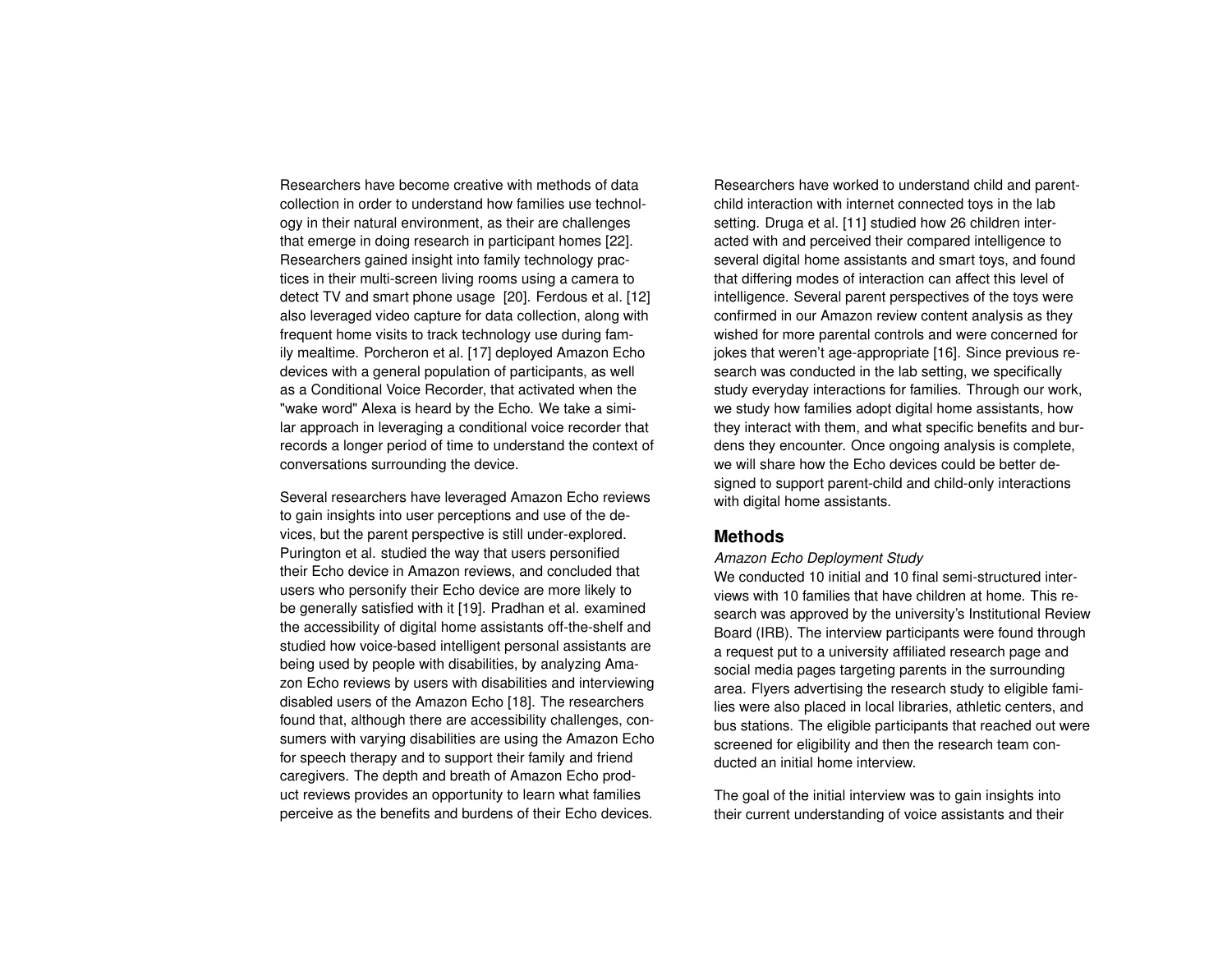Researchers have become creative with methods of data collection in order to understand how families use technology in their natural environment, as their are challenges that emerge in doing research in participant homes [22]. Researchers gained insight into family technology practices in their multi-screen living rooms using a camera to detect TV and smart phone usage [20]. Ferdous et al. [12] also leveraged video capture for data collection, along with frequent home visits to track technology use during family mealtime. Porcheron et al. [17] deployed Amazon Echo devices with a general population of participants, as well as a Conditional Voice Recorder, that activated when the "wake word" Alexa is heard by the Echo. We take a similar approach in leveraging a conditional voice recorder that records a longer period of time to understand the context of conversations surrounding the device.

Several researchers have leveraged Amazon Echo reviews to gain insights into user perceptions and use of the devices, but the parent perspective is still under-explored. Purington et al. studied the way that users personified their Echo device in Amazon reviews, and concluded that users who personify their Echo device are more likely to be generally satisfied with it [19]. Pradhan et al. examined the accessibility of digital home assistants off-the-shelf and studied how voice-based intelligent personal assistants are being used by people with disabilities, by analyzing Amazon Echo reviews by users with disabilities and interviewing disabled users of the Amazon Echo [18]. The researchers found that, although there are accessibility challenges, consumers with varying disabilities are using the Amazon Echo for speech therapy and to support their family and friend caregivers. The depth and breath of Amazon Echo product reviews provides an opportunity to learn what families perceive as the benefits and burdens of their Echo devices.

Researchers have worked to understand child and parent-child interaction with internet connected toys in the lab setting. Druga et al. [11] studied how 26 children interacted with and perceived their compared intelligence to several digital home assistants and smart toys, and found that differing modes of interaction can affect this level of intelligence. Several parent perspectives of the toys were confirmed in our Amazon review content analysis as they wished for more parental controls and were concerned for jokes that weren't age-appropriate [16]. Since previous research was conducted in the lab setting, we specifically study everyday interactions for families. Through our work, we study how families adopt digital home assistants, how they interact with them, and what specific benefits and burdens they encounter. Once ongoing analysis is complete, we will share how the Echo devices could be better designed to support parent-child and child-only interactions with digital home assistants.

## Methods

*Amazon Echo Deployment Study*

We conducted 10 initial and 10 final semi-structured interviews with 10 families that have children at home. This research was approved by the university's Institutional Review Board (IRB). The interview participants were found through a request put to a university affiliated research page and social media pages targeting parents in the surrounding area. Flyers advertising the research study to eligible families were also placed in local libraries, athletic centers, and bus stations. The eligible participants that reached out were screened for eligibility and then the research team conducted an initial home interview.

The goal of the initial interview was to gain insights into their current understanding of voice assistants and their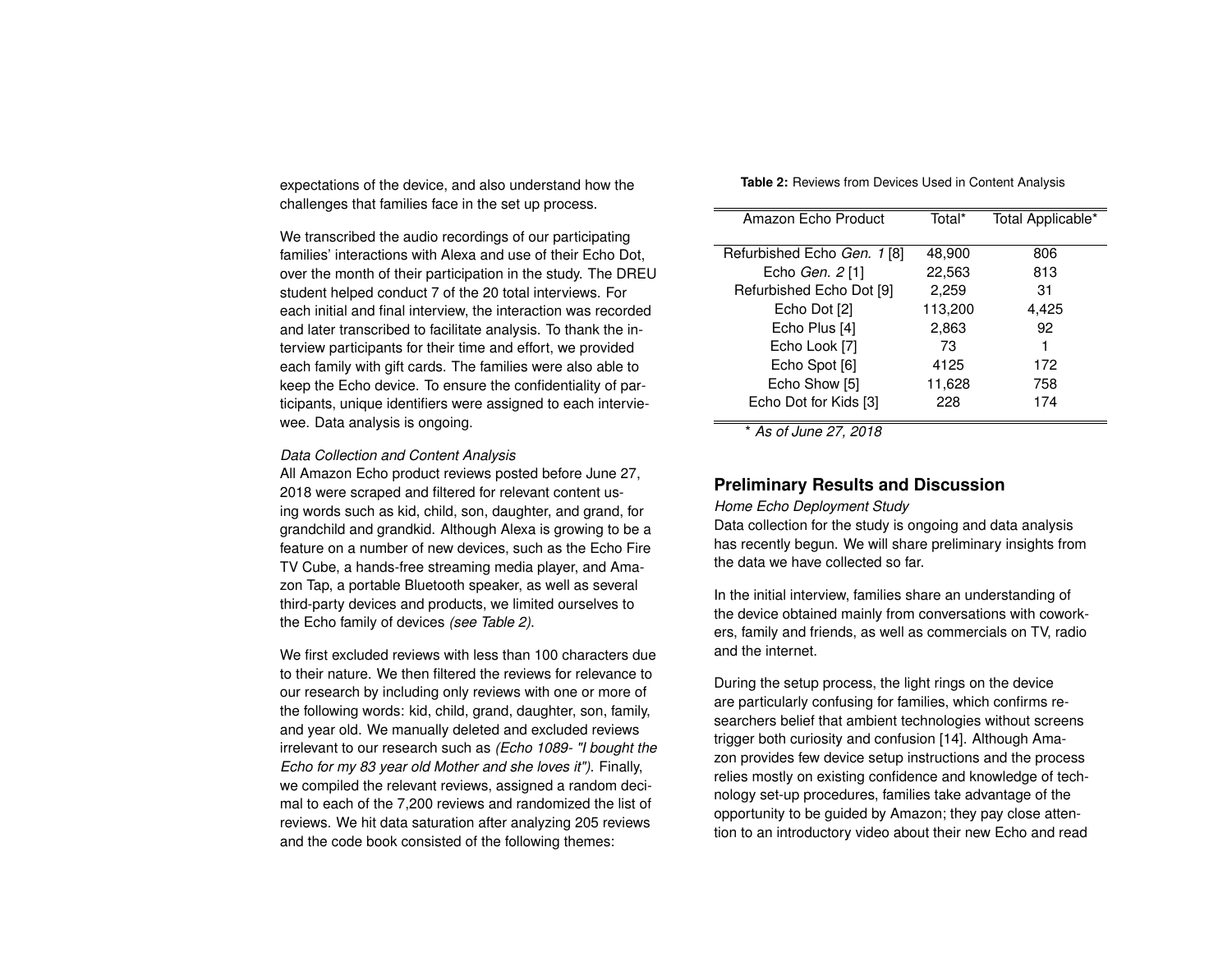expectations of the device, and also understand how the challenges that families face in the set up process.

We transcribed the audio recordings of our participating families' interactions with Alexa and use of their Echo Dot, over the month of their participation in the study. The DREU student helped conduct 7 of the 20 total interviews. For each initial and final interview, the interaction was recorded and later transcribed to facilitate analysis. To thank the interview participants for their time and effort, we provided each family with gift cards. The families were also able to keep the Echo device. To ensure the confidentiality of participants, unique identifiers were assigned to each interviewee. Data analysis is ongoing.

*Data Collection and Content Analysis*
All Amazon Echo product reviews posted before June 27, 2018 were scraped and filtered for relevant content using words such as kid, child, son, daughter, and grand, for grandchild and grandkid. Although Alexa is growing to be a feature on a number of new devices, such as the Echo Fire TV Cube, a hands-free streaming media player, and Amazon Tap, a portable Bluetooth speaker, as well as several third-party devices and products, we limited ourselves to the Echo family of devices *(see Table 2)*.

We first excluded reviews with less than 100 characters due to their nature. We then filtered the reviews for relevance to our research by including only reviews with one or more of the following words: kid, child, grand, daughter, son, family, and year old. We manually deleted and excluded reviews irrelevant to our research such as *(Echo 1089- "I bought the Echo for my 83 year old Mother and she loves it")*. Finally, we compiled the relevant reviews, assigned a random decimal to each of the 7,200 reviews and randomized the list of reviews. We hit data saturation after analyzing 205 reviews and the code book consisted of the following themes:

**Table 2:** Reviews from Devices Used in Content Analysis

| Amazon Echo Product | Total* | Total Applicable* |
|---|---|---|
| Refurbished Echo *Gen. 1* [8] | 48,900 | 806 |
| Echo *Gen. 2* [1] | 22,563 | 813 |
| Refurbished Echo Dot [9] | 2,259 | 31 |
| Echo Dot [2] | 113,200 | 4,425 |
| Echo Plus [4] | 2,863 | 92 |
| Echo Look [7] | 73 | 1 |
| Echo Spot [6] | 4125 | 172 |
| Echo Show [5] | 11,628 | 758 |
| Echo Dot for Kids [3] | 228 | 174 |

\* *As of June 27, 2018*

## Preliminary Results and Discussion

*Home Echo Deployment Study*
Data collection for the study is ongoing and data analysis has recently begun. We will share preliminary insights from the data we have collected so far.

In the initial interview, families share an understanding of the device obtained mainly from conversations with coworkers, family and friends, as well as commercials on TV, radio and the internet.

During the setup process, the light rings on the device are particularly confusing for families, which confirms researchers belief that ambient technologies without screens trigger both curiosity and confusion [14]. Although Amazon provides few device setup instructions and the process relies mostly on existing confidence and knowledge of technology set-up procedures, families take advantage of the opportunity to be guided by Amazon; they pay close attention to an introductory video about their new Echo and read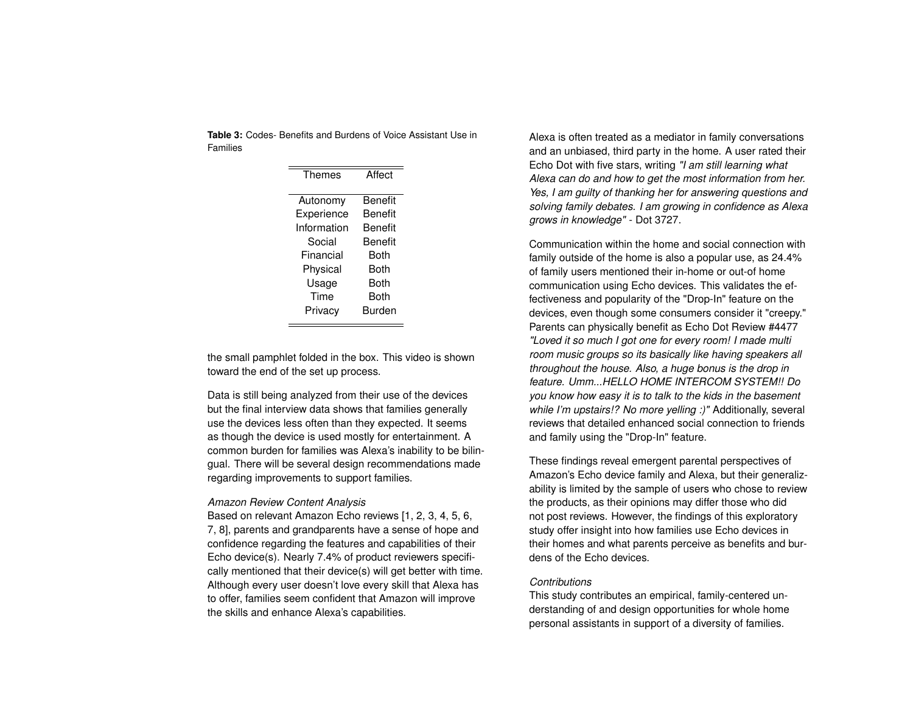**Table 3:** Codes- Benefits and Burdens of Voice Assistant Use in Families

| Themes | Affect |
|---|---|
| Autonomy | Benefit |
| Experience | Benefit |
| Information | Benefit |
| Social | Benefit |
| Financial | Both |
| Physical | Both |
| Usage | Both |
| Time | Both |
| Privacy | Burden |

the small pamphlet folded in the box. This video is shown toward the end of the set up process.

Data is still being analyzed from their use of the devices but the final interview data shows that families generally use the devices less often than they expected. It seems as though the device is used mostly for entertainment. A common burden for families was Alexa's inability to be bilingual. There will be several design recommendations made regarding improvements to support families.

*Amazon Review Content Analysis*
Based on relevant Amazon Echo reviews [1, 2, 3, 4, 5, 6, 7, 8], parents and grandparents have a sense of hope and confidence regarding the features and capabilities of their Echo device(s). Nearly 7.4% of product reviewers specifically mentioned that their device(s) will get better with time. Although every user doesn't love every skill that Alexa has to offer, families seem confident that Amazon will improve the skills and enhance Alexa's capabilities.

Alexa is often treated as a mediator in family conversations and an unbiased, third party in the home. A user rated their Echo Dot with five stars, writing *"I am still learning what Alexa can do and how to get the most information from her. Yes, I am guilty of thanking her for answering questions and solving family debates. I am growing in confidence as Alexa grows in knowledge"* - Dot 3727.

Communication within the home and social connection with family outside of the home is also a popular use, as 24.4% of family users mentioned their in-home or out-of home communication using Echo devices. This validates the effectiveness and popularity of the "Drop-In" feature on the devices, even though some consumers consider it "creepy." Parents can physically benefit as Echo Dot Review #4477 *"Loved it so much I got one for every room! I made multi room music groups so its basically like having speakers all throughout the house. Also, a huge bonus is the drop in feature. Umm...HELLO HOME INTERCOM SYSTEM!! Do you know how easy it is to talk to the kids in the basement while I'm upstairs!? No more yelling :)"* Additionally, several reviews that detailed enhanced social connection to friends and family using the "Drop-In" feature.

These findings reveal emergent parental perspectives of Amazon's Echo device family and Alexa, but their generalizability is limited by the sample of users who chose to review the products, as their opinions may differ those who did not post reviews. However, the findings of this exploratory study offer insight into how families use Echo devices in their homes and what parents perceive as benefits and burdens of the Echo devices.

*Contributions*
This study contributes an empirical, family-centered understanding of and design opportunities for whole home personal assistants in support of a diversity of families.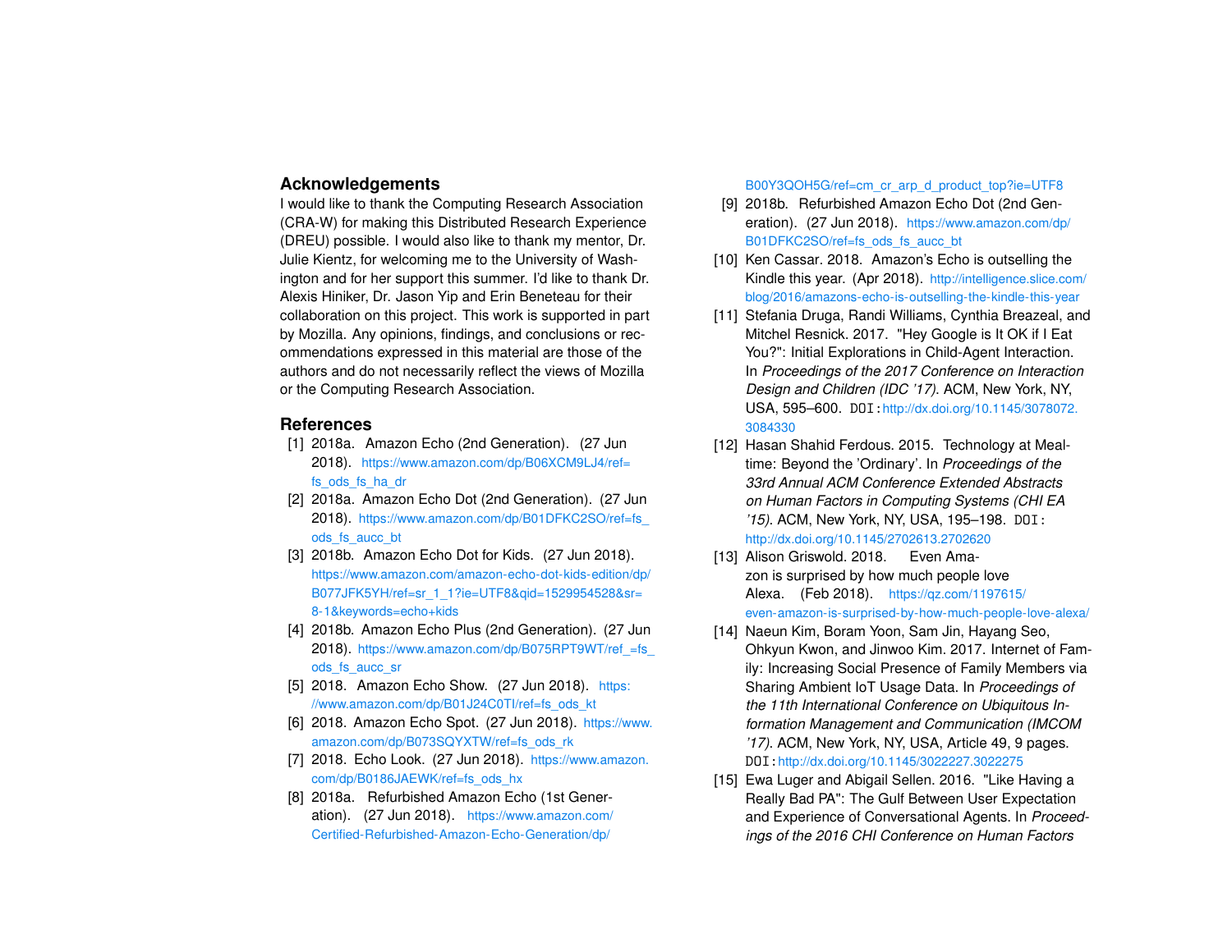## Acknowledgements

I would like to thank the Computing Research Association (CRA-W) for making this Distributed Research Experience (DREU) possible. I would also like to thank my mentor, Dr. Julie Kientz, for welcoming me to the University of Washington and for her support this summer. I'd like to thank Dr. Alexis Hiniker, Dr. Jason Yip and Erin Beneteau for their collaboration on this project. This work is supported in part by Mozilla. Any opinions, findings, and conclusions or recommendations expressed in this material are those of the authors and do not necessarily reflect the views of Mozilla or the Computing Research Association.

## References

[1] 2018a. Amazon Echo (2nd Generation). (27 Jun 2018). https://www.amazon.com/dp/B06XCM9LJ4/ref=fs_ods_fs_ha_dr

[2] 2018a. Amazon Echo Dot (2nd Generation). (27 Jun 2018). https://www.amazon.com/dp/B01DFKC2SO/ref=fs_ods_fs_aucc_bt

[3] 2018b. Amazon Echo Dot for Kids. (27 Jun 2018). https://www.amazon.com/amazon-echo-dot-kids-edition/dp/B077JFK5YH/ref=sr_1_1?ie=UTF8&qid=1529954528&sr=8-1&keywords=echo+kids

[4] 2018b. Amazon Echo Plus (2nd Generation). (27 Jun 2018). https://www.amazon.com/dp/B075RPT9WT/ref_=fs_ods_fs_aucc_sr

[5] 2018. Amazon Echo Show. (27 Jun 2018). https://www.amazon.com/dp/B01J24C0TI/ref=fs_ods_kt

[6] 2018. Amazon Echo Spot. (27 Jun 2018). https://www.amazon.com/dp/B073SQYXTW/ref=fs_ods_rk

[7] 2018. Echo Look. (27 Jun 2018). https://www.amazon.com/dp/B0186JAEWK/ref=fs_ods_hx

[8] 2018a. Refurbished Amazon Echo (1st Generation). (27 Jun 2018). https://www.amazon.com/Certified-Refurbished-Amazon-Echo-Generation/dp/B00Y3QOH5G/ref=cm_cr_arp_d_product_top?ie=UTF8

[9] 2018b. Refurbished Amazon Echo Dot (2nd Generation). (27 Jun 2018). https://www.amazon.com/dp/B01DFKC2SO/ref=fs_ods_fs_aucc_bt

[10] Ken Cassar. 2018. Amazon's Echo is outselling the Kindle this year. (Apr 2018). http://intelligence.slice.com/blog/2016/amazons-echo-is-outselling-the-kindle-this-year

[11] Stefania Druga, Randi Williams, Cynthia Breazeal, and Mitchel Resnick. 2017. "Hey Google is It OK if I Eat You?": Initial Explorations in Child-Agent Interaction. In *Proceedings of the 2017 Conference on Interaction Design and Children (IDC '17)*. ACM, New York, NY, USA, 595–600. DOI:http://dx.doi.org/10.1145/3078072.3084330

[12] Hasan Shahid Ferdous. 2015. Technology at Mealtime: Beyond the 'Ordinary'. In *Proceedings of the 33rd Annual ACM Conference Extended Abstracts on Human Factors in Computing Systems (CHI EA '15)*. ACM, New York, NY, USA, 195–198. DOI:http://dx.doi.org/10.1145/2702613.2702620

[13] Alison Griswold. 2018. Even Amazon is surprised by how much people love Alexa. (Feb 2018). https://qz.com/1197615/even-amazon-is-surprised-by-how-much-people-love-alexa/

[14] Naeun Kim, Boram Yoon, Sam Jin, Hayang Seo, Ohkyun Kwon, and Jinwoo Kim. 2017. Internet of Family: Increasing Social Presence of Family Members via Sharing Ambient IoT Usage Data. In *Proceedings of the 11th International Conference on Ubiquitous Information Management and Communication (IMCOM '17)*. ACM, New York, NY, USA, Article 49, 9 pages. DOI:http://dx.doi.org/10.1145/3022227.3022275

[15] Ewa Luger and Abigail Sellen. 2016. "Like Having a Really Bad PA": The Gulf Between User Expectation and Experience of Conversational Agents. In *Proceedings of the 2016 CHI Conference on Human Factors*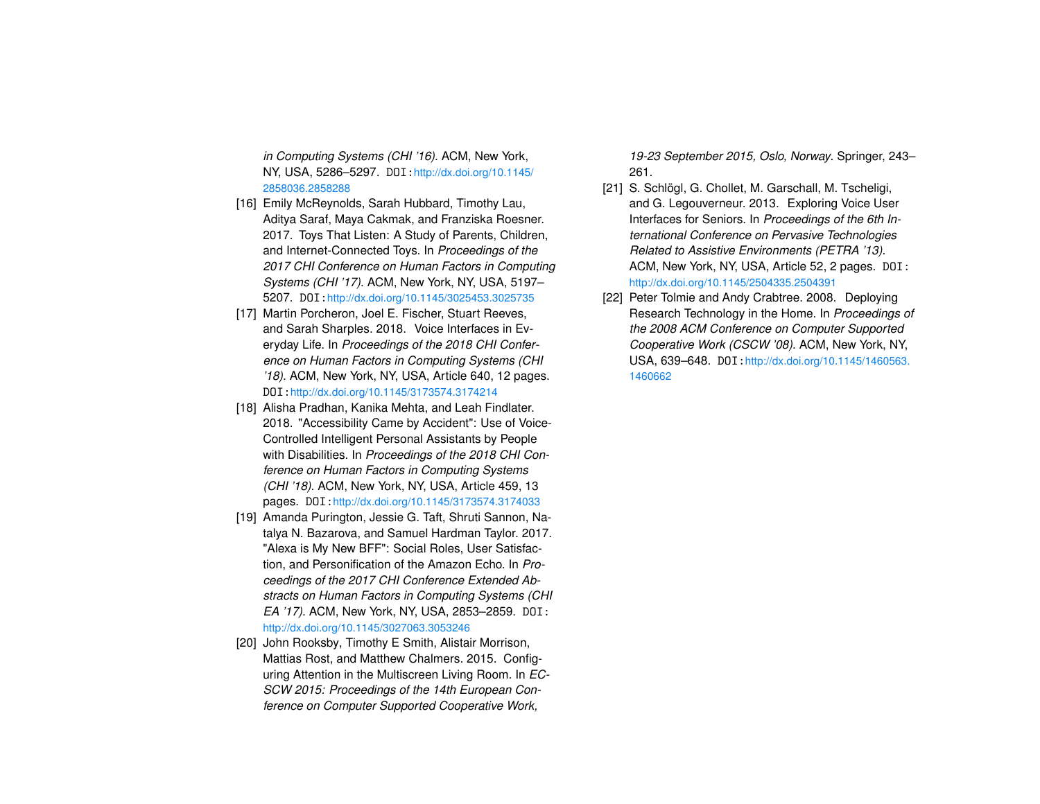*in Computing Systems (CHI '16)*. ACM, New York, NY, USA, 5286–5297. DOI: http://dx.doi.org/10.1145/2858036.2858288

[16] Emily McReynolds, Sarah Hubbard, Timothy Lau, Aditya Saraf, Maya Cakmak, and Franziska Roesner. 2017. Toys That Listen: A Study of Parents, Children, and Internet-Connected Toys. In *Proceedings of the 2017 CHI Conference on Human Factors in Computing Systems (CHI '17)*. ACM, New York, NY, USA, 5197–5207. DOI: http://dx.doi.org/10.1145/3025453.3025735

[17] Martin Porcheron, Joel E. Fischer, Stuart Reeves, and Sarah Sharples. 2018. Voice Interfaces in Everyday Life. In *Proceedings of the 2018 CHI Conference on Human Factors in Computing Systems (CHI '18)*. ACM, New York, NY, USA, Article 640, 12 pages. DOI: http://dx.doi.org/10.1145/3173574.3174214

[18] Alisha Pradhan, Kanika Mehta, and Leah Findlater. 2018. "Accessibility Came by Accident": Use of Voice-Controlled Intelligent Personal Assistants by People with Disabilities. In *Proceedings of the 2018 CHI Conference on Human Factors in Computing Systems (CHI '18)*. ACM, New York, NY, USA, Article 459, 13 pages. DOI: http://dx.doi.org/10.1145/3173574.3174033

[19] Amanda Purington, Jessie G. Taft, Shruti Sannon, Natalya N. Bazarova, and Samuel Hardman Taylor. 2017. "Alexa is My New BFF": Social Roles, User Satisfaction, and Personification of the Amazon Echo. In *Proceedings of the 2017 CHI Conference Extended Abstracts on Human Factors in Computing Systems (CHI EA '17)*. ACM, New York, NY, USA, 2853–2859. DOI: http://dx.doi.org/10.1145/3027063.3053246

[20] John Rooksby, Timothy E Smith, Alistair Morrison, Mattias Rost, and Matthew Chalmers. 2015. Configuring Attention in the Multiscreen Living Room. In *ECSCW 2015: Proceedings of the 14th European Conference on Computer Supported Cooperative Work, 19-23 September 2015, Oslo, Norway*. Springer, 243–261.

[21] S. Schlögl, G. Chollet, M. Garschall, M. Tscheligi, and G. Legouverneur. 2013. Exploring Voice User Interfaces for Seniors. In *Proceedings of the 6th International Conference on Pervasive Technologies Related to Assistive Environments (PETRA '13)*. ACM, New York, NY, USA, Article 52, 2 pages. DOI: http://dx.doi.org/10.1145/2504335.2504391

[22] Peter Tolmie and Andy Crabtree. 2008. Deploying Research Technology in the Home. In *Proceedings of the 2008 ACM Conference on Computer Supported Cooperative Work (CSCW '08)*. ACM, New York, NY, USA, 639–648. DOI: http://dx.doi.org/10.1145/1460563.1460662